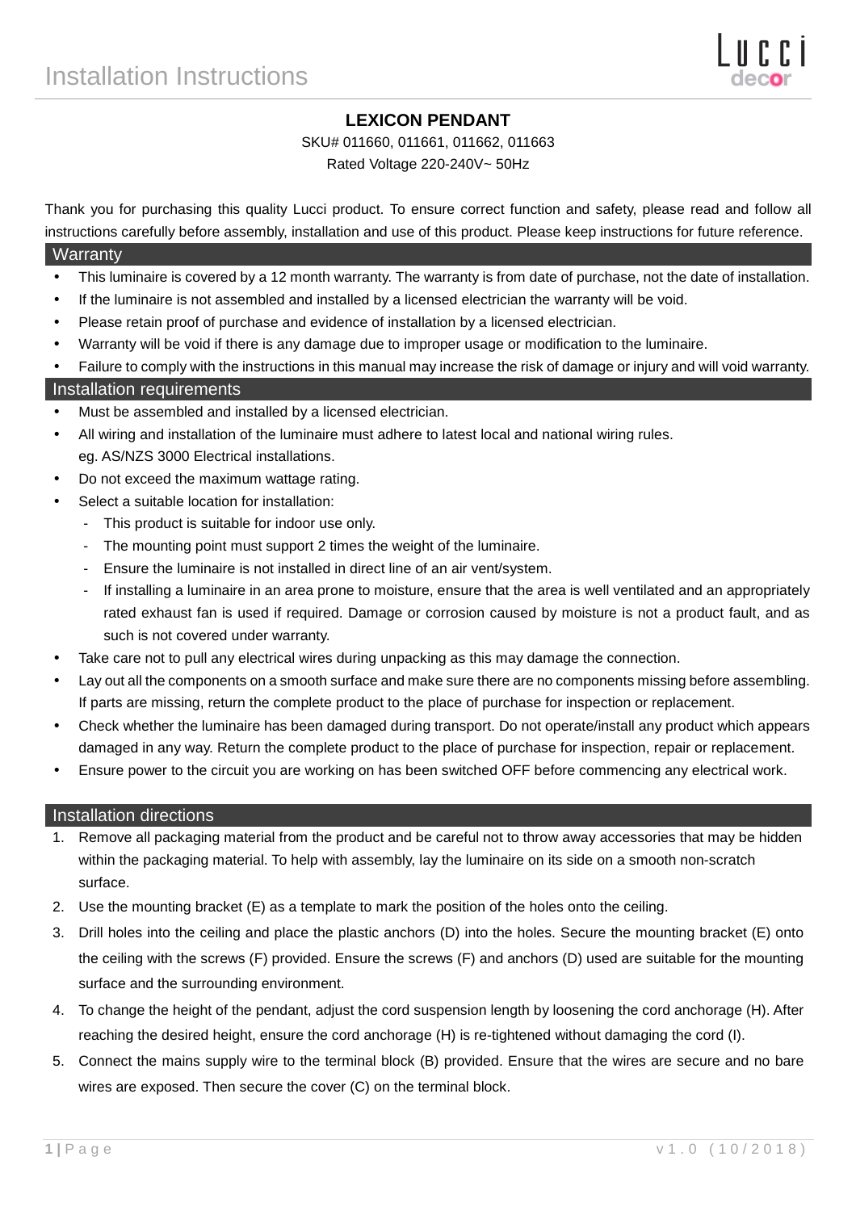# Installation Instructions

## LEXICON PENDANT

SKU# 011660, 011661, 011662, 011663

Rated Voltage 220-240V~ 50Hz

Thank you for purchasing this quality Lucci product. To ensure correct function and safety, please read and follow all instructions carefully before assembly, installation and use of this product. Please keep instructions for future reference.

### Warranty

- This luminaire is covered by a 12 month warranty. The warranty is from date of purchase, not the date of installation.
- If the luminaire is not assembled and installed by a licensed electrician the warranty will be void.
- Please retain proof of purchase and evidence of installation by a licensed electrician.
- Warranty will be void if there is any damage due to improper usage or modification to the luminaire.
- Failure to comply with the instructions in this manual may increase the risk of damage or injury and will void warranty.

### Installation requirements

- Must be assembled and installed by a licensed electrician.
- All wiring and installation of the luminaire must adhere to latest local and national wiring rules. eg. AS/NZS 3000 Electrical installations.
- Do not exceed the maximum wattage rating.
- Select a suitable location for installation:
  - This product is suitable for indoor use only.
  - The mounting point must support 2 times the weight of the luminaire.
  - Ensure the luminaire is not installed in direct line of an air vent/system.
  - If installing a luminaire in an area prone to moisture, ensure that the area is well ventilated and an appropriately rated exhaust fan is used if required. Damage or corrosion caused by moisture is not a product fault, and as such is not covered under warranty.
- Take care not to pull any electrical wires during unpacking as this may damage the connection.
- Lay out all the components on a smooth surface and make sure there are no components missing before assembling. If parts are missing, return the complete product to the place of purchase for inspection or replacement.
- Check whether the luminaire has been damaged during transport. Do not operate/install any product which appears damaged in any way. Return the complete product to the place of purchase for inspection, repair or replacement.
- Ensure power to the circuit you are working on has been switched OFF before commencing any electrical work.

### Installation directions

1. Remove all packaging material from the product and be careful not to throw away accessories that may be hidden within the packaging material. To help with assembly, lay the luminaire on its side on a smooth non-scratch surface.
2. Use the mounting bracket (E) as a template to mark the position of the holes onto the ceiling.
3. Drill holes into the ceiling and place the plastic anchors (D) into the holes. Secure the mounting bracket (E) onto the ceiling with the screws (F) provided. Ensure the screws (F) and anchors (D) used are suitable for the mounting surface and the surrounding environment.
4. To change the height of the pendant, adjust the cord suspension length by loosening the cord anchorage (H). After reaching the desired height, ensure the cord anchorage (H) is re-tightened without damaging the cord (I).
5. Connect the mains supply wire to the terminal block (B) provided. Ensure that the wires are secure and no bare wires are exposed. Then secure the cover (C) on the terminal block.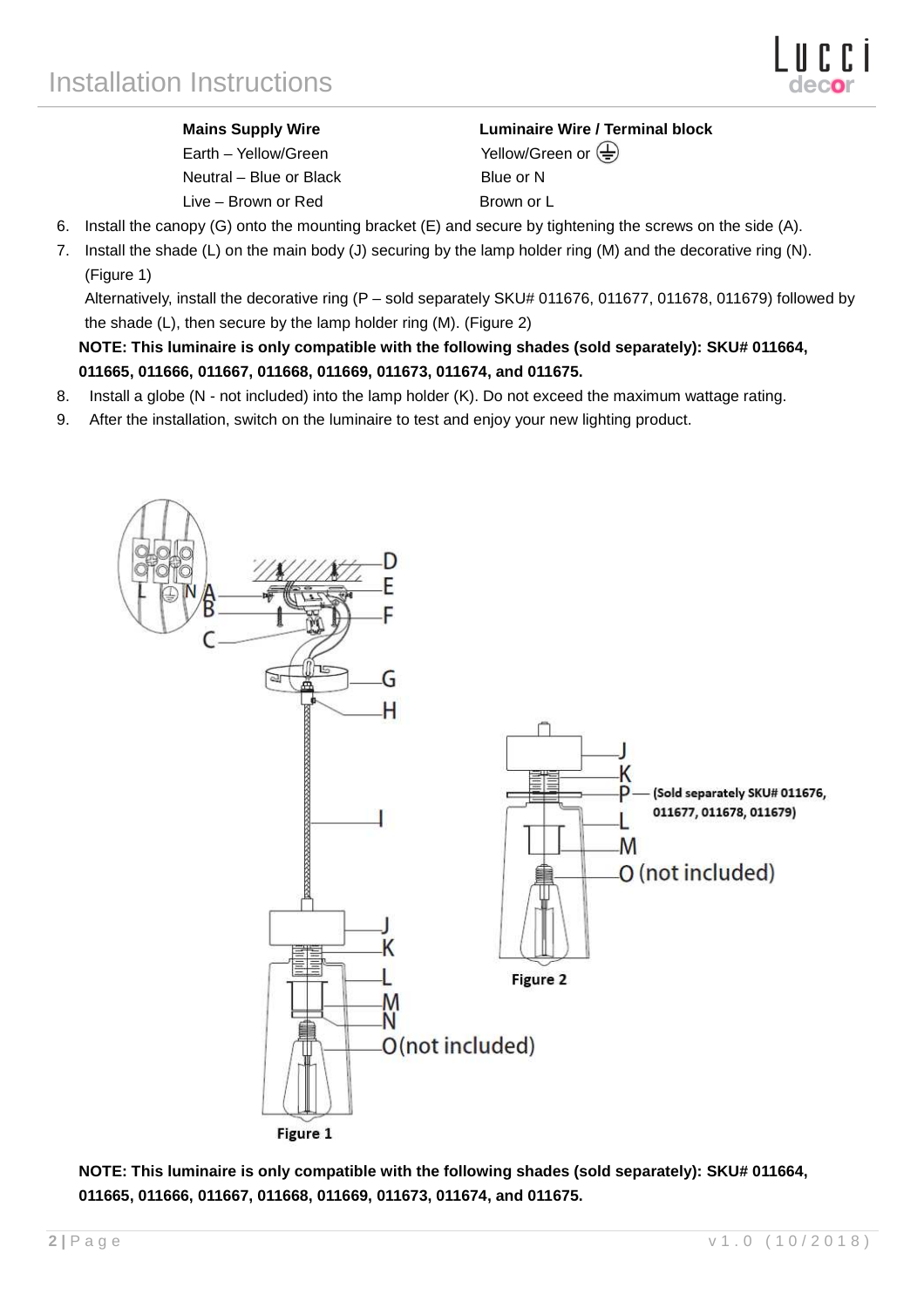| Mains Supply Wire | Luminaire Wire / Terminal block |
| --- | --- |
| Earth – Yellow/Green | Yellow/Green or ⏚ |
| Neutral – Blue or Black | Blue or N |
| Live – Brown or Red | Brown or L |

6. Install the canopy (G) onto the mounting bracket (E) and secure by tightening the screws on the side (A).
7. Install the shade (L) on the main body (J) securing by the lamp holder ring (M) and the decorative ring (N). (Figure 1)
   Alternatively, install the decorative ring (P – sold separately SKU# 011676, 011677, 011678, 011679) followed by the shade (L), then secure by the lamp holder ring (M). (Figure 2)
   **NOTE: This luminaire is only compatible with the following shades (sold separately): SKU# 011664, 011665, 011666, 011667, 011668, 011669, 011673, 011674, and 011675.**
8. Install a globe (N - not included) into the lamp holder (K). Do not exceed the maximum wattage rating.
9. After the installation, switch on the luminaire to test and enjoy your new lighting product.

Figure 1

Figure 2

**NOTE: This luminaire is only compatible with the following shades (sold separately): SKU# 011664, 011665, 011666, 011667, 011668, 011669, 011673, 011674, and 011675.**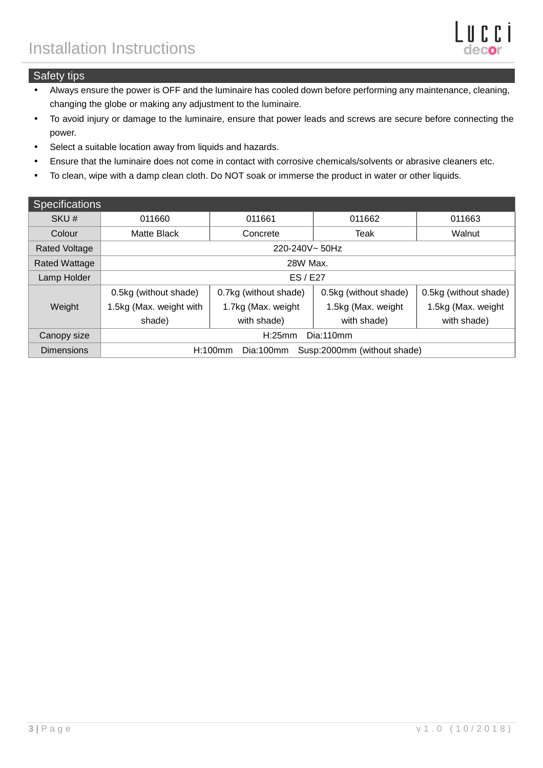# Installation Instructions

## Safety tips

- Always ensure the power is OFF and the luminaire has cooled down before performing any maintenance, cleaning, changing the globe or making any adjustment to the luminaire.
- To avoid injury or damage to the luminaire, ensure that power leads and screws are secure before connecting the power.
- Select a suitable location away from liquids and hazards.
- Ensure that the luminaire does not come in contact with corrosive chemicals/solvents or abrasive cleaners etc.
- To clean, wipe with a damp clean cloth. Do NOT soak or immerse the product in water or other liquids.

## Specifications

| SKU # | 011660 | 011661 | 011662 | 011663 |
|---|---|---|---|---|
| Colour | Matte Black | Concrete | Teak | Walnut |
| Rated Voltage | 220-240V~ 50Hz | | | |
| Rated Wattage | 28W Max. | | | |
| Lamp Holder | ES / E27 | | | |
| Weight | 0.5kg (without shade) 1.5kg (Max. weight with shade) | 0.7kg (without shade) 1.7kg (Max. weight with shade) | 0.5kg (without shade) 1.5kg (Max. weight with shade) | 0.5kg (without shade) 1.5kg (Max. weight with shade) |
| Canopy size | H:25mm Dia:110mm | | | |
| Dimensions | H:100mm Dia:100mm Susp:2000mm (without shade) | | | |